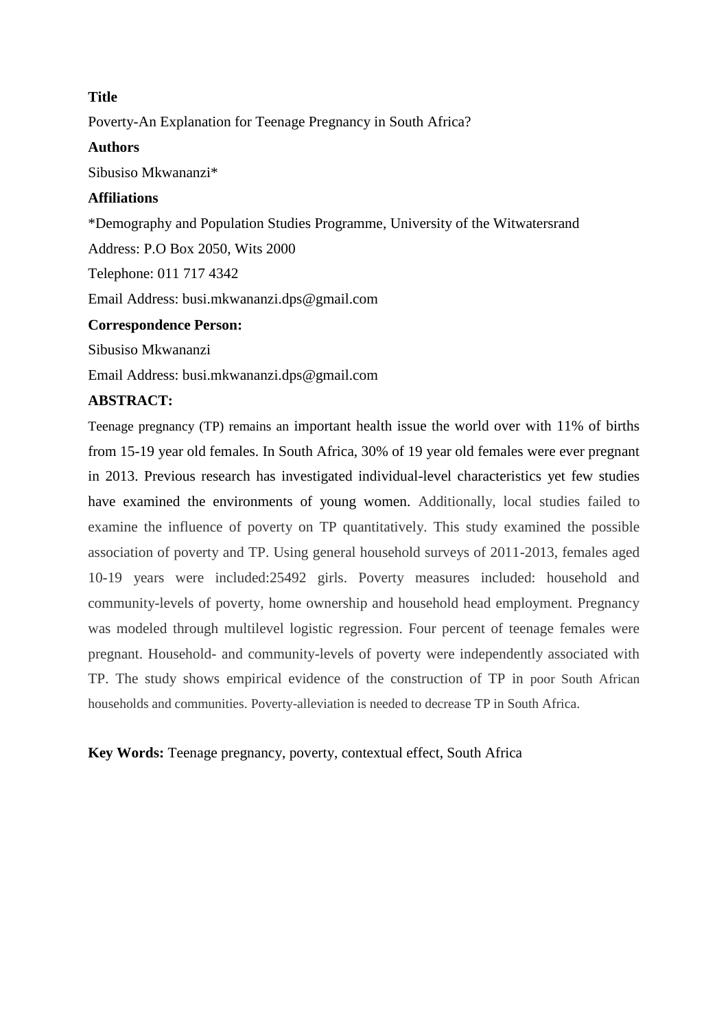**Title**

Poverty-An Explanation for Teenage Pregnancy in South Africa?

**Authors**

Sibusiso Mkwananzi*

**Affiliations**

*Demography and Population Studies Programme, University of the Witwatersrand

Address: P.O Box 2050, Wits 2000

Telephone: 011 717 4342

Email Address: busi.mkwananzi.dps@gmail.com

**Correspondence Person:**

Sibusiso Mkwananzi

Email Address: busi.mkwananzi.dps@gmail.com

**ABSTRACT:**

Teenage pregnancy (TP) remains an important health issue the world over with 11% of births from 15-19 year old females. In South Africa, 30% of 19 year old females were ever pregnant in 2013. Previous research has investigated individual-level characteristics yet few studies have examined the environments of young women. Additionally, local studies failed to examine the influence of poverty on TP quantitatively. This study examined the possible association of poverty and TP. Using general household surveys of 2011-2013, females aged 10-19 years were included:25492 girls. Poverty measures included: household and community-levels of poverty, home ownership and household head employment. Pregnancy was modeled through multilevel logistic regression. Four percent of teenage females were pregnant. Household- and community-levels of poverty were independently associated with TP. The study shows empirical evidence of the construction of TP in poor South African households and communities. Poverty-alleviation is needed to decrease TP in South Africa.

**Key Words:** Teenage pregnancy, poverty, contextual effect, South Africa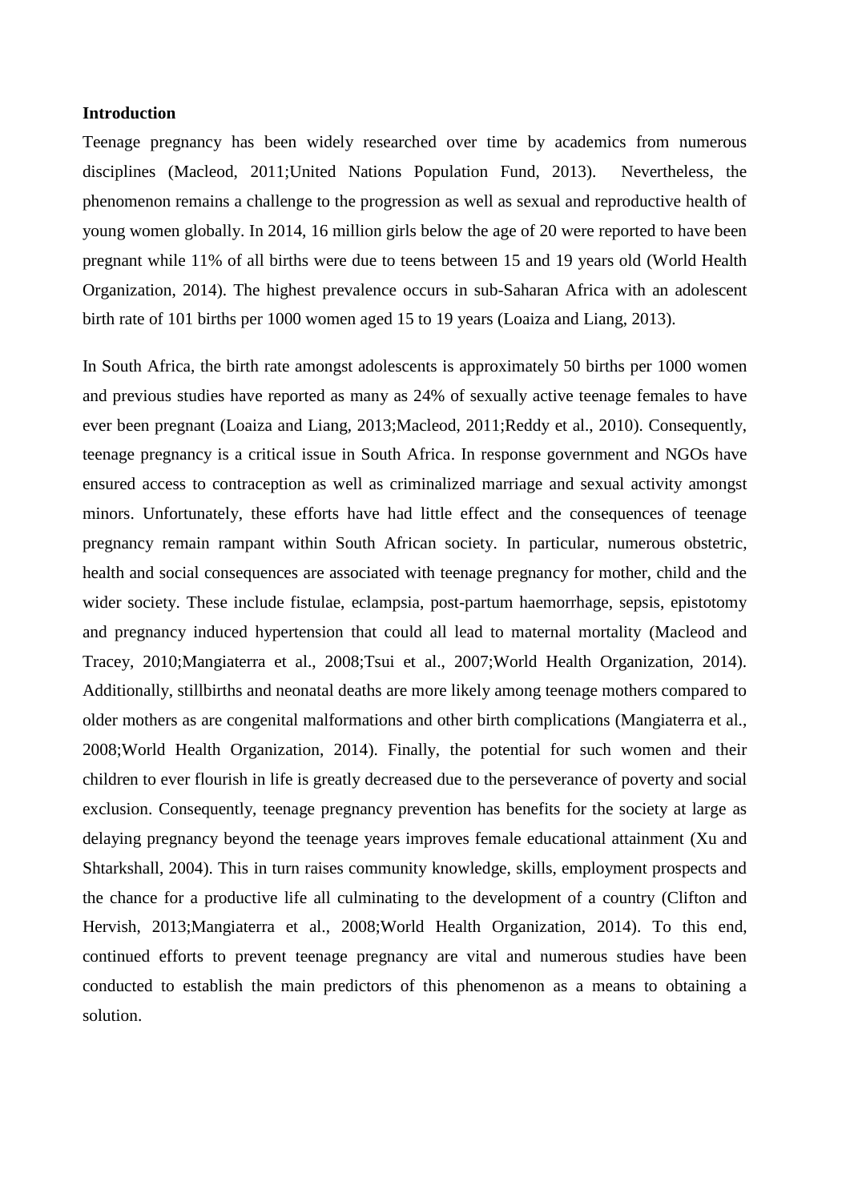**Introduction**

Teenage pregnancy has been widely researched over time by academics from numerous disciplines (Macleod, 2011;United Nations Population Fund, 2013). Nevertheless, the phenomenon remains a challenge to the progression as well as sexual and reproductive health of young women globally. In 2014, 16 million girls below the age of 20 were reported to have been pregnant while 11% of all births were due to teens between 15 and 19 years old (World Health Organization, 2014). The highest prevalence occurs in sub-Saharan Africa with an adolescent birth rate of 101 births per 1000 women aged 15 to 19 years (Loaiza and Liang, 2013).

In South Africa, the birth rate amongst adolescents is approximately 50 births per 1000 women and previous studies have reported as many as 24% of sexually active teenage females to have ever been pregnant (Loaiza and Liang, 2013;Macleod, 2011;Reddy et al., 2010). Consequently, teenage pregnancy is a critical issue in South Africa. In response government and NGOs have ensured access to contraception as well as criminalized marriage and sexual activity amongst minors. Unfortunately, these efforts have had little effect and the consequences of teenage pregnancy remain rampant within South African society. In particular, numerous obstetric, health and social consequences are associated with teenage pregnancy for mother, child and the wider society. These include fistulae, eclampsia, post-partum haemorrhage, sepsis, epistotomy and pregnancy induced hypertension that could all lead to maternal mortality (Macleod and Tracey, 2010;Mangiaterra et al., 2008;Tsui et al., 2007;World Health Organization, 2014). Additionally, stillbirths and neonatal deaths are more likely among teenage mothers compared to older mothers as are congenital malformations and other birth complications (Mangiaterra et al., 2008;World Health Organization, 2014). Finally, the potential for such women and their children to ever flourish in life is greatly decreased due to the perseverance of poverty and social exclusion. Consequently, teenage pregnancy prevention has benefits for the society at large as delaying pregnancy beyond the teenage years improves female educational attainment (Xu and Shtarkshall, 2004). This in turn raises community knowledge, skills, employment prospects and the chance for a productive life all culminating to the development of a country (Clifton and Hervish, 2013;Mangiaterra et al., 2008;World Health Organization, 2014). To this end, continued efforts to prevent teenage pregnancy are vital and numerous studies have been conducted to establish the main predictors of this phenomenon as a means to obtaining a solution.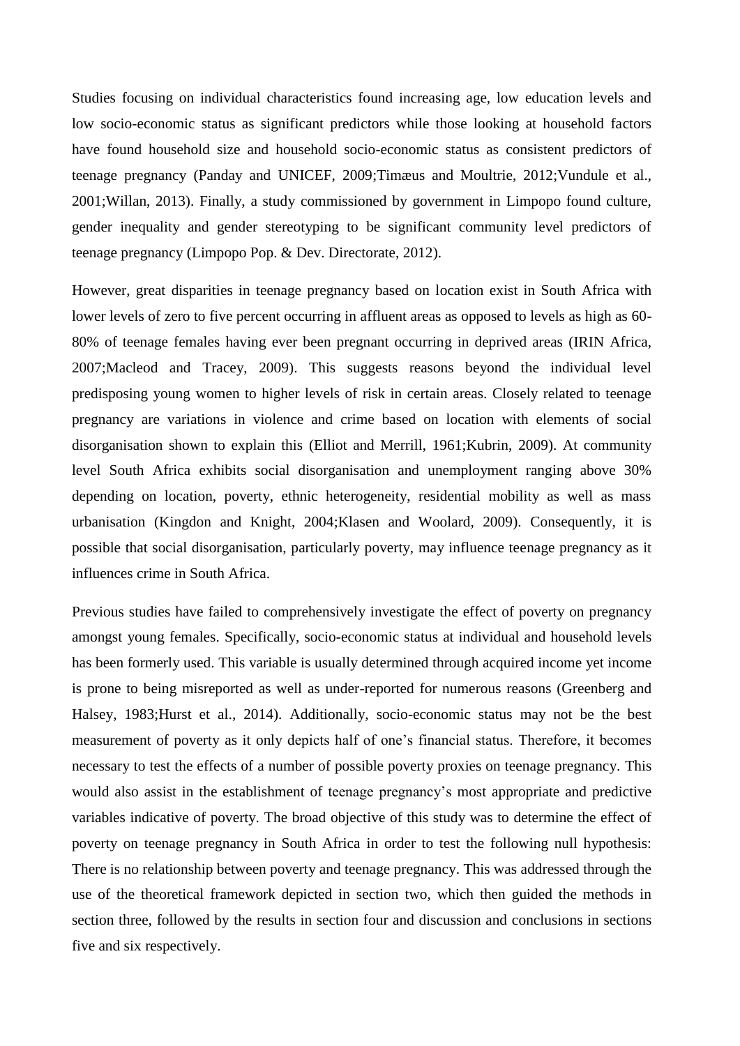Studies focusing on individual characteristics found increasing age, low education levels and low socio-economic status as significant predictors while those looking at household factors have found household size and household socio-economic status as consistent predictors of teenage pregnancy (Panday and UNICEF, 2009;Timæus and Moultrie, 2012;Vundule et al., 2001;Willan, 2013). Finally, a study commissioned by government in Limpopo found culture, gender inequality and gender stereotyping to be significant community level predictors of teenage pregnancy (Limpopo Pop. & Dev. Directorate, 2012).

However, great disparities in teenage pregnancy based on location exist in South Africa with lower levels of zero to five percent occurring in affluent areas as opposed to levels as high as 60-80% of teenage females having ever been pregnant occurring in deprived areas (IRIN Africa, 2007;Macleod and Tracey, 2009). This suggests reasons beyond the individual level predisposing young women to higher levels of risk in certain areas. Closely related to teenage pregnancy are variations in violence and crime based on location with elements of social disorganisation shown to explain this (Elliot and Merrill, 1961;Kubrin, 2009). At community level South Africa exhibits social disorganisation and unemployment ranging above 30% depending on location, poverty, ethnic heterogeneity, residential mobility as well as mass urbanisation (Kingdon and Knight, 2004;Klasen and Woolard, 2009). Consequently, it is possible that social disorganisation, particularly poverty, may influence teenage pregnancy as it influences crime in South Africa.

Previous studies have failed to comprehensively investigate the effect of poverty on pregnancy amongst young females. Specifically, socio-economic status at individual and household levels has been formerly used. This variable is usually determined through acquired income yet income is prone to being misreported as well as under-reported for numerous reasons (Greenberg and Halsey, 1983;Hurst et al., 2014). Additionally, socio-economic status may not be the best measurement of poverty as it only depicts half of one's financial status. Therefore, it becomes necessary to test the effects of a number of possible poverty proxies on teenage pregnancy. This would also assist in the establishment of teenage pregnancy's most appropriate and predictive variables indicative of poverty. The broad objective of this study was to determine the effect of poverty on teenage pregnancy in South Africa in order to test the following null hypothesis: There is no relationship between poverty and teenage pregnancy. This was addressed through the use of the theoretical framework depicted in section two, which then guided the methods in section three, followed by the results in section four and discussion and conclusions in sections five and six respectively.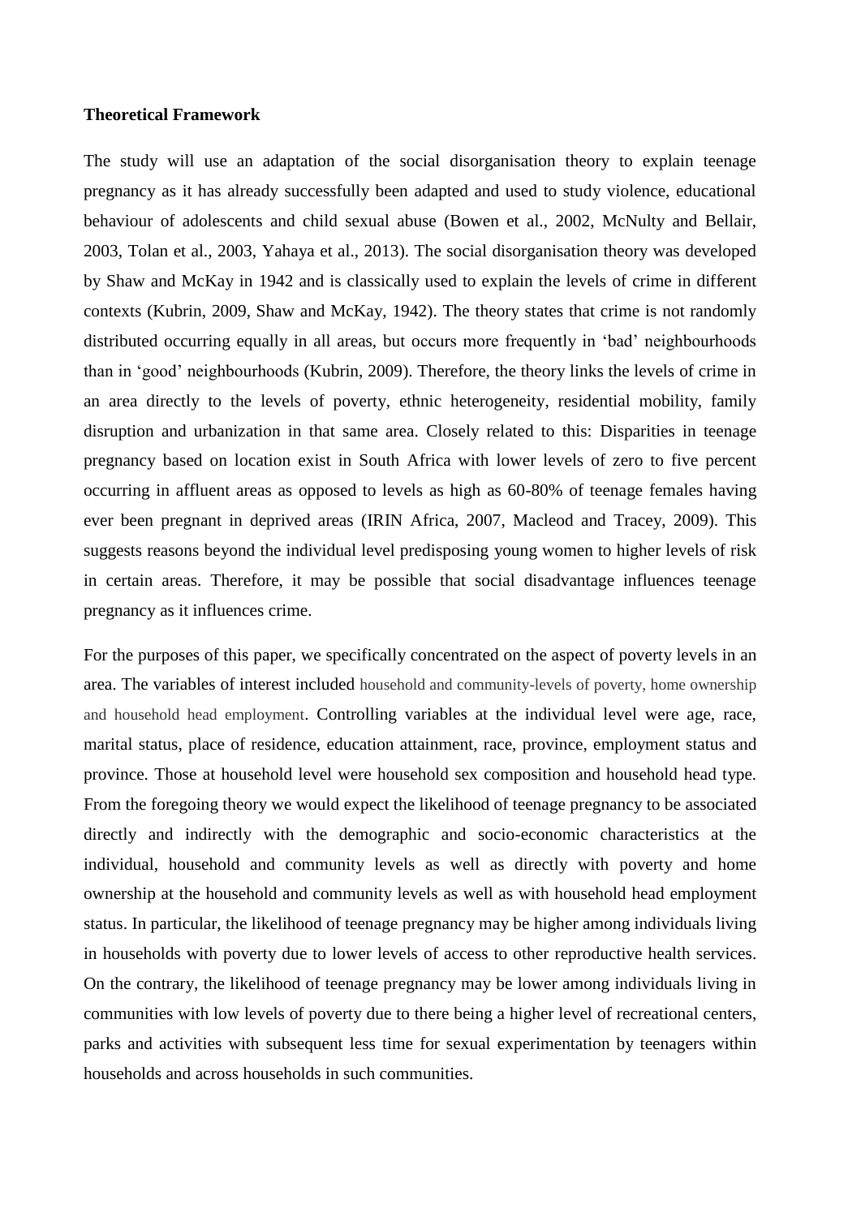**Theoretical Framework**

The study will use an adaptation of the social disorganisation theory to explain teenage pregnancy as it has already successfully been adapted and used to study violence, educational behaviour of adolescents and child sexual abuse (Bowen et al., 2002, McNulty and Bellair, 2003, Tolan et al., 2003, Yahaya et al., 2013). The social disorganisation theory was developed by Shaw and McKay in 1942 and is classically used to explain the levels of crime in different contexts (Kubrin, 2009, Shaw and McKay, 1942). The theory states that crime is not randomly distributed occurring equally in all areas, but occurs more frequently in 'bad' neighbourhoods than in 'good' neighbourhoods (Kubrin, 2009). Therefore, the theory links the levels of crime in an area directly to the levels of poverty, ethnic heterogeneity, residential mobility, family disruption and urbanization in that same area. Closely related to this: Disparities in teenage pregnancy based on location exist in South Africa with lower levels of zero to five percent occurring in affluent areas as opposed to levels as high as 60-80% of teenage females having ever been pregnant in deprived areas (IRIN Africa, 2007, Macleod and Tracey, 2009). This suggests reasons beyond the individual level predisposing young women to higher levels of risk in certain areas. Therefore, it may be possible that social disadvantage influences teenage pregnancy as it influences crime.

For the purposes of this paper, we specifically concentrated on the aspect of poverty levels in an area. The variables of interest included household and community-levels of poverty, home ownership and household head employment. Controlling variables at the individual level were age, race, marital status, place of residence, education attainment, race, province, employment status and province. Those at household level were household sex composition and household head type. From the foregoing theory we would expect the likelihood of teenage pregnancy to be associated directly and indirectly with the demographic and socio-economic characteristics at the individual, household and community levels as well as directly with poverty and home ownership at the household and community levels as well as with household head employment status. In particular, the likelihood of teenage pregnancy may be higher among individuals living in households with poverty due to lower levels of access to other reproductive health services. On the contrary, the likelihood of teenage pregnancy may be lower among individuals living in communities with low levels of poverty due to there being a higher level of recreational centers, parks and activities with subsequent less time for sexual experimentation by teenagers within households and across households in such communities.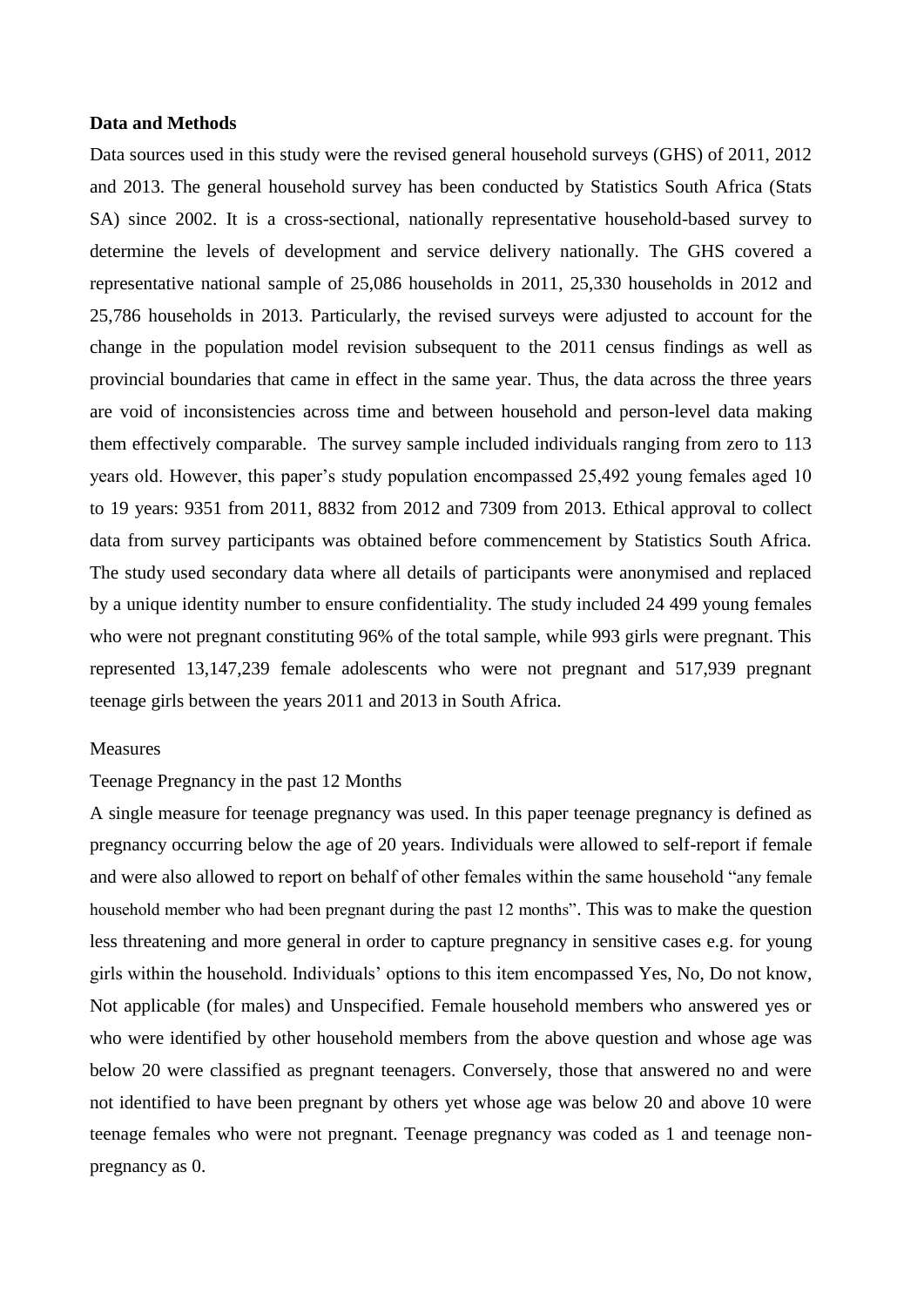**Data and Methods**

Data sources used in this study were the revised general household surveys (GHS) of 2011, 2012 and 2013. The general household survey has been conducted by Statistics South Africa (Stats SA) since 2002. It is a cross-sectional, nationally representative household-based survey to determine the levels of development and service delivery nationally. The GHS covered a representative national sample of 25,086 households in 2011, 25,330 households in 2012 and 25,786 households in 2013. Particularly, the revised surveys were adjusted to account for the change in the population model revision subsequent to the 2011 census findings as well as provincial boundaries that came in effect in the same year. Thus, the data across the three years are void of inconsistencies across time and between household and person-level data making them effectively comparable. The survey sample included individuals ranging from zero to 113 years old. However, this paper's study population encompassed 25,492 young females aged 10 to 19 years: 9351 from 2011, 8832 from 2012 and 7309 from 2013. Ethical approval to collect data from survey participants was obtained before commencement by Statistics South Africa. The study used secondary data where all details of participants were anonymised and replaced by a unique identity number to ensure confidentiality. The study included 24 499 young females who were not pregnant constituting 96% of the total sample, while 993 girls were pregnant. This represented 13,147,239 female adolescents who were not pregnant and 517,939 pregnant teenage girls between the years 2011 and 2013 in South Africa.

Measures

Teenage Pregnancy in the past 12 Months

A single measure for teenage pregnancy was used. In this paper teenage pregnancy is defined as pregnancy occurring below the age of 20 years. Individuals were allowed to self-report if female and were also allowed to report on behalf of other females within the same household "any female household member who had been pregnant during the past 12 months". This was to make the question less threatening and more general in order to capture pregnancy in sensitive cases e.g. for young girls within the household. Individuals' options to this item encompassed Yes, No, Do not know, Not applicable (for males) and Unspecified. Female household members who answered yes or who were identified by other household members from the above question and whose age was below 20 were classified as pregnant teenagers. Conversely, those that answered no and were not identified to have been pregnant by others yet whose age was below 20 and above 10 were teenage females who were not pregnant. Teenage pregnancy was coded as 1 and teenage non-pregnancy as 0.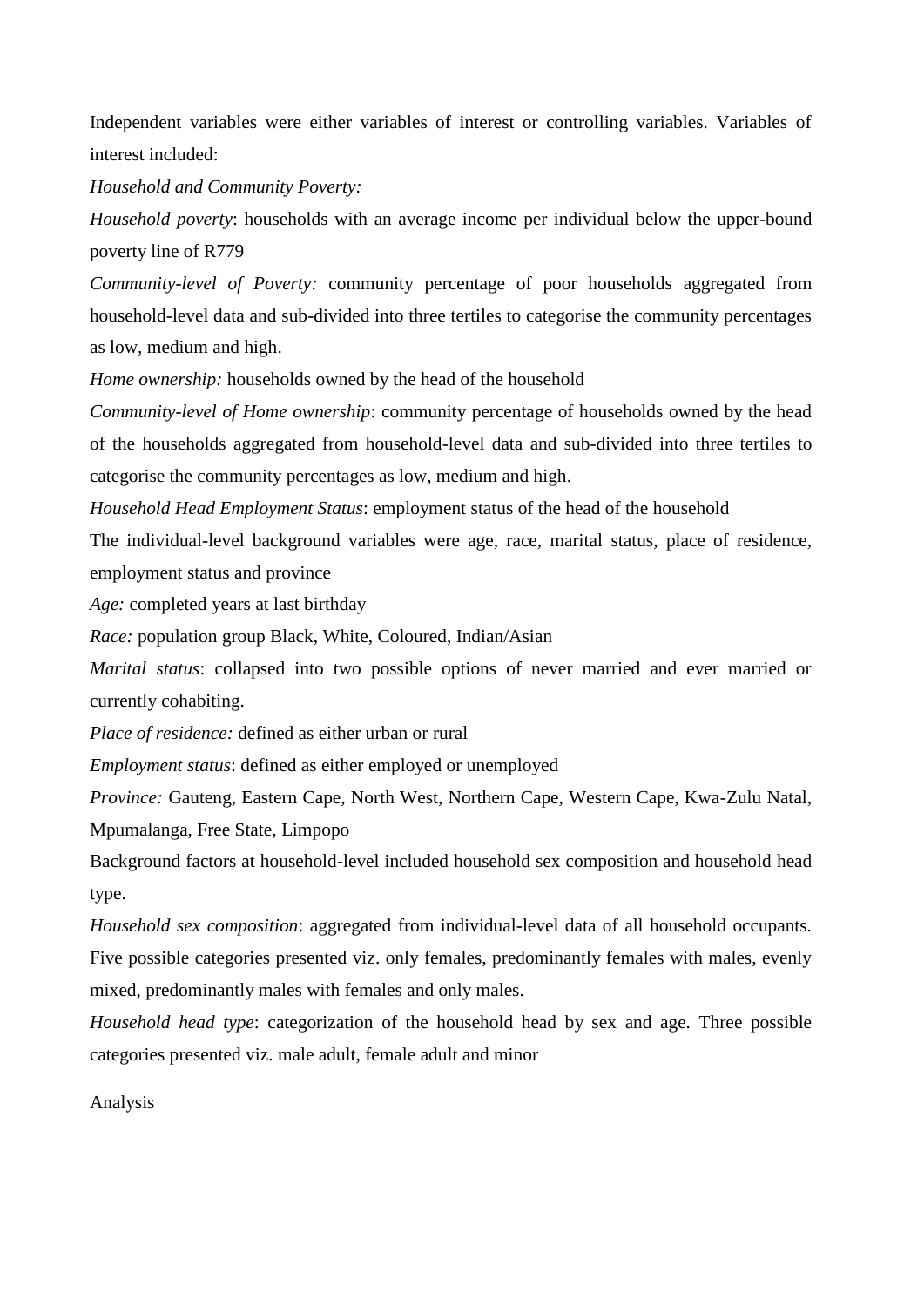Independent variables were either variables of interest or controlling variables. Variables of interest included:

*Household and Community Poverty:*

*Household poverty*: households with an average income per individual below the upper-bound poverty line of R779

*Community-level of Poverty:* community percentage of poor households aggregated from household-level data and sub-divided into three tertiles to categorise the community percentages as low, medium and high.

*Home ownership:* households owned by the head of the household

*Community-level of Home ownership*: community percentage of households owned by the head of the households aggregated from household-level data and sub-divided into three tertiles to categorise the community percentages as low, medium and high.

*Household Head Employment Status*: employment status of the head of the household

The individual-level background variables were age, race, marital status, place of residence, employment status and province

*Age:* completed years at last birthday

*Race:* population group Black, White, Coloured, Indian/Asian

*Marital status*: collapsed into two possible options of never married and ever married or currently cohabiting.

*Place of residence:* defined as either urban or rural

*Employment status*: defined as either employed or unemployed

*Province:* Gauteng, Eastern Cape, North West, Northern Cape, Western Cape, Kwa-Zulu Natal, Mpumalanga, Free State, Limpopo

Background factors at household-level included household sex composition and household head type.

*Household sex composition*: aggregated from individual-level data of all household occupants. Five possible categories presented viz. only females, predominantly females with males, evenly mixed, predominantly males with females and only males.

*Household head type*: categorization of the household head by sex and age. Three possible categories presented viz. male adult, female adult and minor

Analysis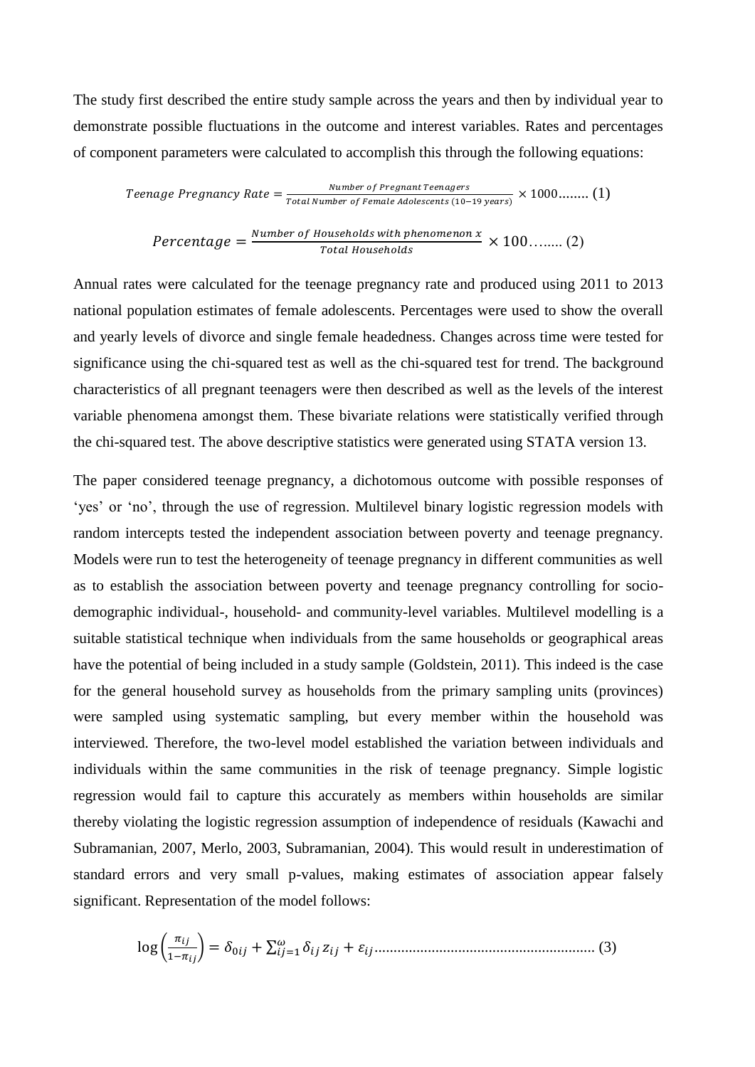The study first described the entire study sample across the years and then by individual year to demonstrate possible fluctuations in the outcome and interest variables. Rates and percentages of component parameters were calculated to accomplish this through the following equations:

$$Teenage\ Pregnancy\ Rate = \frac{Number\ of\ Pregnant\ Teenagers}{Total\ Number\ of\ Female\ Adolescents\ (10-19\ years)} \times 1000 \text{........ (1)}$$

$$Percentage = \frac{Number\ of\ Households\ with\ phenomenon\ x}{Total\ Households} \times 100 \text{…..... (2)}$$

Annual rates were calculated for the teenage pregnancy rate and produced using 2011 to 2013 national population estimates of female adolescents. Percentages were used to show the overall and yearly levels of divorce and single female headedness. Changes across time were tested for significance using the chi-squared test as well as the chi-squared test for trend. The background characteristics of all pregnant teenagers were then described as well as the levels of the interest variable phenomena amongst them. These bivariate relations were statistically verified through the chi-squared test. The above descriptive statistics were generated using STATA version 13.

The paper considered teenage pregnancy, a dichotomous outcome with possible responses of 'yes' or 'no', through the use of regression. Multilevel binary logistic regression models with random intercepts tested the independent association between poverty and teenage pregnancy. Models were run to test the heterogeneity of teenage pregnancy in different communities as well as to establish the association between poverty and teenage pregnancy controlling for socio-demographic individual-, household- and community-level variables. Multilevel modelling is a suitable statistical technique when individuals from the same households or geographical areas have the potential of being included in a study sample (Goldstein, 2011). This indeed is the case for the general household survey as households from the primary sampling units (provinces) were sampled using systematic sampling, but every member within the household was interviewed. Therefore, the two-level model established the variation between individuals and individuals within the same communities in the risk of teenage pregnancy. Simple logistic regression would fail to capture this accurately as members within households are similar thereby violating the logistic regression assumption of independence of residuals (Kawachi and Subramanian, 2007, Merlo, 2003, Subramanian, 2004). This would result in underestimation of standard errors and very small p-values, making estimates of association appear falsely significant. Representation of the model follows:

$$\log\left(\frac{\pi_{ij}}{1-\pi_{ij}}\right) = \delta_{0ij} + \sum_{ij=1}^{\omega} \delta_{ij} z_{ij} + \varepsilon_{ij} \text{......................................................... (3)}$$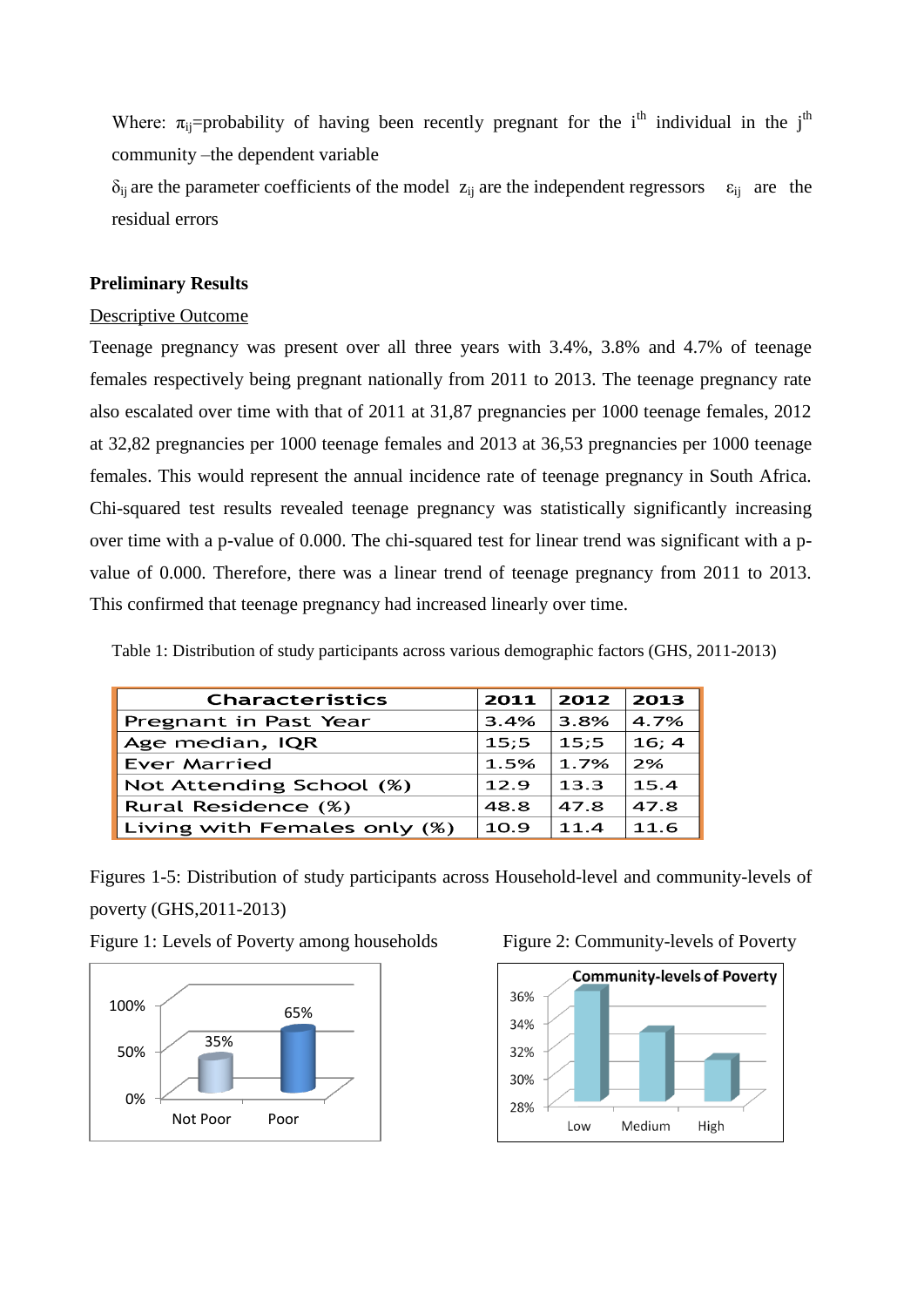Where: $\pi_{ij}$=probability of having been recently pregnant for the $i^{th}$ individual in the $j^{th}$ community –the dependent variable

$\delta_{ij}$ are the parameter coefficients of the model $z_{ij}$ are the independent regressors $\varepsilon_{ij}$ are the residual errors

**Preliminary Results**

Descriptive Outcome

Teenage pregnancy was present over all three years with 3.4%, 3.8% and 4.7% of teenage females respectively being pregnant nationally from 2011 to 2013. The teenage pregnancy rate also escalated over time with that of 2011 at 31,87 pregnancies per 1000 teenage females, 2012 at 32,82 pregnancies per 1000 teenage females and 2013 at 36,53 pregnancies per 1000 teenage females. This would represent the annual incidence rate of teenage pregnancy in South Africa. Chi-squared test results revealed teenage pregnancy was statistically significantly increasing over time with a p-value of 0.000. The chi-squared test for linear trend was significant with a p-value of 0.000. Therefore, there was a linear trend of teenage pregnancy from 2011 to 2013. This confirmed that teenage pregnancy had increased linearly over time.

Table 1: Distribution of study participants across various demographic factors (GHS, 2011-2013)

| Characteristics | 2011 | 2012 | 2013 |
|---|---|---|---|
| Pregnant in Past Year | 3.4% | 3.8% | 4.7% |
| Age median, IQR | 15;5 | 15;5 | 16; 4 |
| Ever Married | 1.5% | 1.7% | 2% |
| Not Attending School (%) | 12.9 | 13.3 | 15.4 |
| Rural Residence (%) | 48.8 | 47.8 | 47.8 |
| Living with Females only (%) | 10.9 | 11.4 | 11.6 |

Figures 1-5: Distribution of study participants across Household-level and community-levels of poverty (GHS,2011-2013)

Figure 1: Levels of Poverty among households

Figure 2: Community-levels of Poverty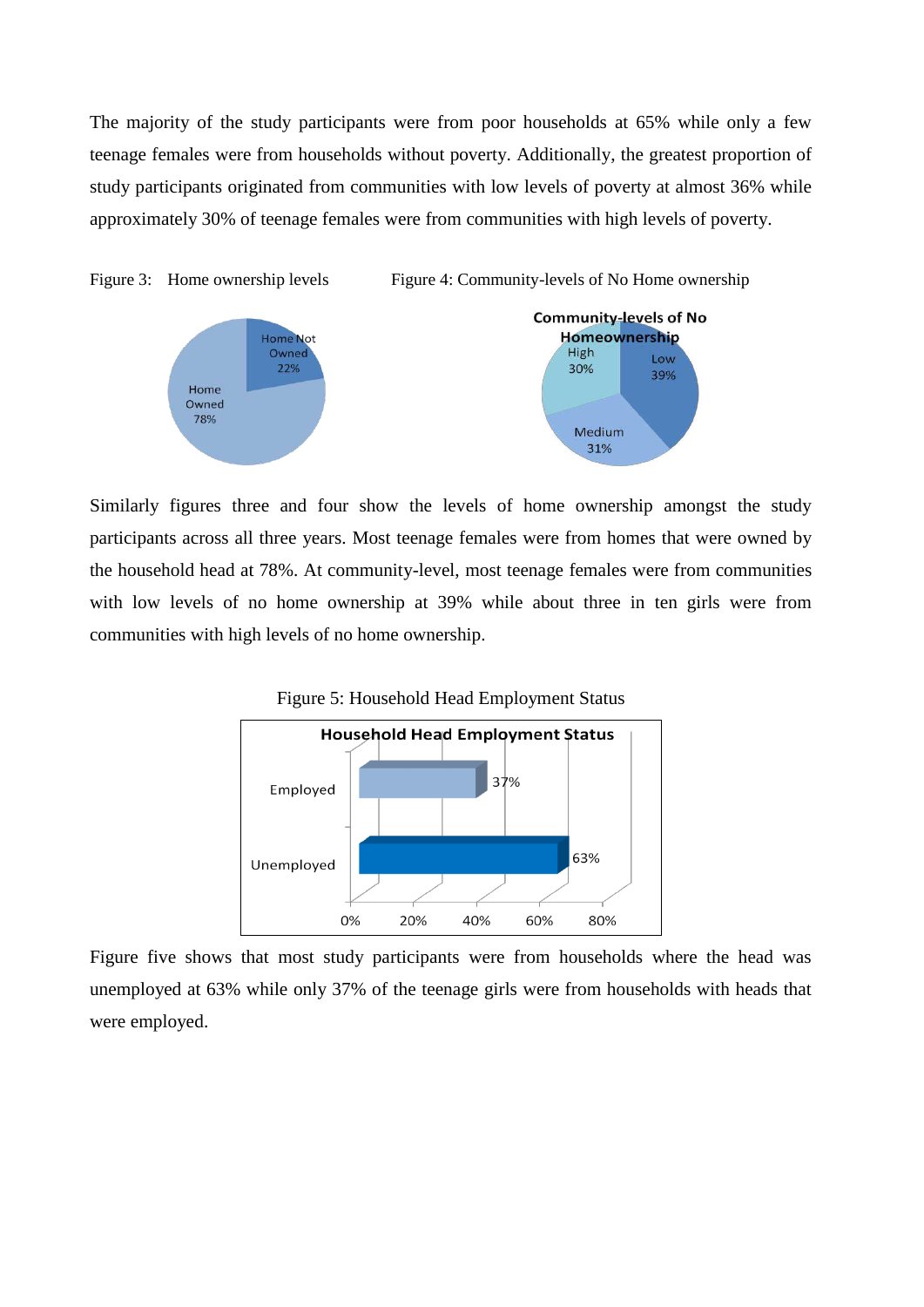The majority of the study participants were from poor households at 65% while only a few teenage females were from households without poverty. Additionally, the greatest proportion of study participants originated from communities with low levels of poverty at almost 36% while approximately 30% of teenage females were from communities with high levels of poverty.

Figure 3: Home ownership levels

Figure 4: Community-levels of No Home ownership

Similarly figures three and four show the levels of home ownership amongst the study participants across all three years. Most teenage females were from homes that were owned by the household head at 78%. At community-level, most teenage females were from communities with low levels of no home ownership at 39% while about three in ten girls were from communities with high levels of no home ownership.

Figure 5: Household Head Employment Status

Figure five shows that most study participants were from households where the head was unemployed at 63% while only 37% of the teenage girls were from households with heads that were employed.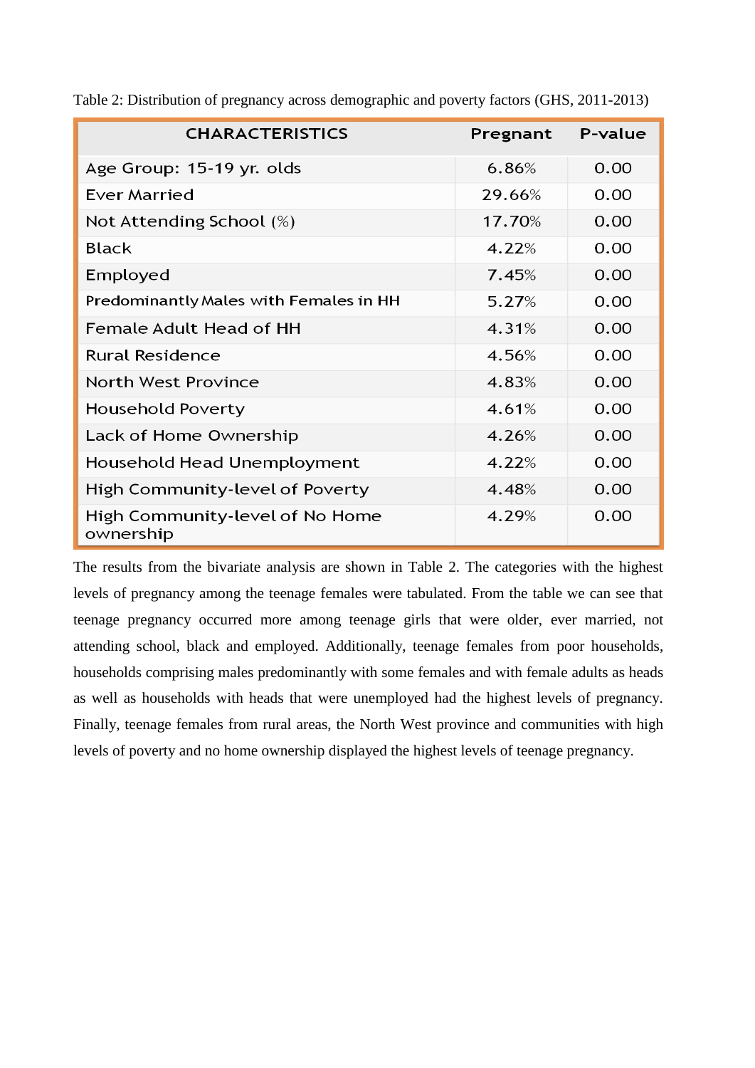Table 2: Distribution of pregnancy across demographic and poverty factors (GHS, 2011-2013)

| CHARACTERISTICS | Pregnant | P-value |
|---|---|---|
| Age Group: 15-19 yr. olds | 6.86% | 0.00 |
| Ever Married | 29.66% | 0.00 |
| Not Attending School (%) | 17.70% | 0.00 |
| Black | 4.22% | 0.00 |
| Employed | 7.45% | 0.00 |
| Predominantly Males with Females in HH | 5.27% | 0.00 |
| Female Adult Head of HH | 4.31% | 0.00 |
| Rural Residence | 4.56% | 0.00 |
| North West Province | 4.83% | 0.00 |
| Household Poverty | 4.61% | 0.00 |
| Lack of Home Ownership | 4.26% | 0.00 |
| Household Head Unemployment | 4.22% | 0.00 |
| High Community-level of Poverty | 4.48% | 0.00 |
| High Community-level of No Home ownership | 4.29% | 0.00 |

The results from the bivariate analysis are shown in Table 2. The categories with the highest levels of pregnancy among the teenage females were tabulated. From the table we can see that teenage pregnancy occurred more among teenage girls that were older, ever married, not attending school, black and employed. Additionally, teenage females from poor households, households comprising males predominantly with some females and with female adults as heads as well as households with heads that were unemployed had the highest levels of pregnancy. Finally, teenage females from rural areas, the North West province and communities with high levels of poverty and no home ownership displayed the highest levels of teenage pregnancy.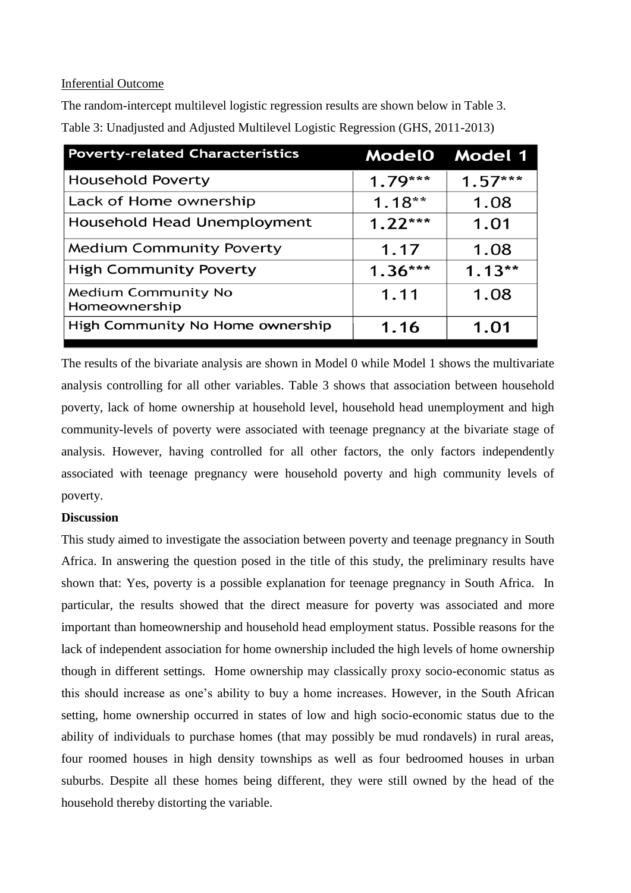<u>Inferential Outcome</u>

The random-intercept multilevel logistic regression results are shown below in Table 3.

Table 3: Unadjusted and Adjusted Multilevel Logistic Regression (GHS, 2011-2013)

| Poverty-related Characteristics | Model0 | Model 1 |
| --- | --- | --- |
| Household Poverty | 1.79*** | 1.57*** |
| Lack of Home ownership | 1.18** | 1.08 |
| Household Head Unemployment | 1.22*** | 1.01 |
| Medium Community Poverty | 1.17 | 1.08 |
| High Community Poverty | 1.36*** | 1.13** |
| Medium Community No Homeownership | 1.11 | 1.08 |
| High Community No Home ownership | 1.16 | 1.01 |

The results of the bivariate analysis are shown in Model 0 while Model 1 shows the multivariate analysis controlling for all other variables. Table 3 shows that association between household poverty, lack of home ownership at household level, household head unemployment and high community-levels of poverty were associated with teenage pregnancy at the bivariate stage of analysis. However, having controlled for all other factors, the only factors independently associated with teenage pregnancy were household poverty and high community levels of poverty.

**Discussion**

This study aimed to investigate the association between poverty and teenage pregnancy in South Africa. In answering the question posed in the title of this study, the preliminary results have shown that: Yes, poverty is a possible explanation for teenage pregnancy in South Africa. In particular, the results showed that the direct measure for poverty was associated and more important than homeownership and household head employment status. Possible reasons for the lack of independent association for home ownership included the high levels of home ownership though in different settings. Home ownership may classically proxy socio-economic status as this should increase as one's ability to buy a home increases. However, in the South African setting, home ownership occurred in states of low and high socio-economic status due to the ability of individuals to purchase homes (that may possibly be mud rondavels) in rural areas, four roomed houses in high density townships as well as four bedroomed houses in urban suburbs. Despite all these homes being different, they were still owned by the head of the household thereby distorting the variable.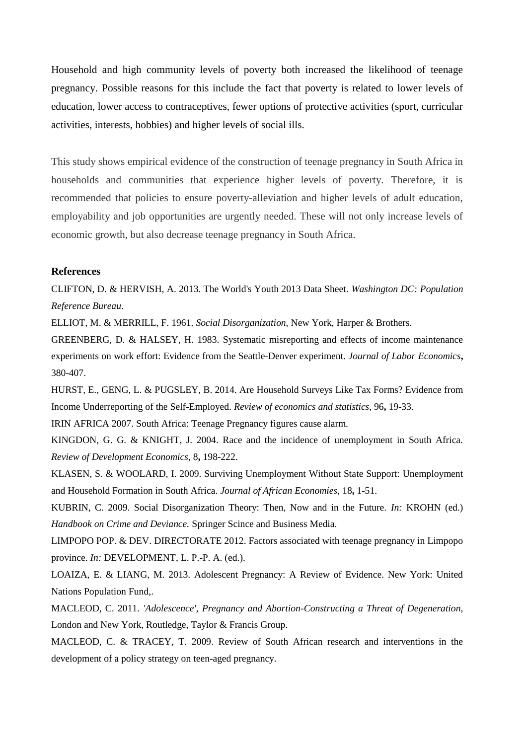Household and high community levels of poverty both increased the likelihood of teenage pregnancy. Possible reasons for this include the fact that poverty is related to lower levels of education, lower access to contraceptives, fewer options of protective activities (sport, curricular activities, interests, hobbies) and higher levels of social ills.

This study shows empirical evidence of the construction of teenage pregnancy in South Africa in households and communities that experience higher levels of poverty. Therefore, it is recommended that policies to ensure poverty-alleviation and higher levels of adult education, employability and job opportunities are urgently needed. These will not only increase levels of economic growth, but also decrease teenage pregnancy in South Africa.

## References

CLIFTON, D. & HERVISH, A. 2013. The World's Youth 2013 Data Sheet. *Washington DC: Population Reference Bureau*.

ELLIOT, M. & MERRILL, F. 1961. *Social Disorganization,* New York, Harper & Brothers.

GREENBERG, D. & HALSEY, H. 1983. Systematic misreporting and effects of income maintenance experiments on work effort: Evidence from the Seattle-Denver experiment. *Journal of Labor Economics***,** 380-407.

HURST, E., GENG, L. & PUGSLEY, B. 2014. Are Household Surveys Like Tax Forms? Evidence from Income Underreporting of the Self-Employed. *Review of economics and statistics,* 96**,** 19-33.

IRIN AFRICA 2007. South Africa: Teenage Pregnancy figures cause alarm.

KINGDON, G. G. & KNIGHT, J. 2004. Race and the incidence of unemployment in South Africa. *Review of Development Economics,* 8**,** 198-222.

KLASEN, S. & WOOLARD, I. 2009. Surviving Unemployment Without State Support: Unemployment and Household Formation in South Africa. *Journal of African Economies,* 18**,** 1-51.

KUBRIN, C. 2009. Social Disorganization Theory: Then, Now and in the Future. *In:* KROHN (ed.) *Handbook on Crime and Deviance.* Springer Scince and Business Media.

LIMPOPO POP. & DEV. DIRECTORATE 2012. Factors associated with teenage pregnancy in Limpopo province. *In:* DEVELOPMENT, L. P.-P. A. (ed.).

LOAIZA, E. & LIANG, M. 2013. Adolescent Pregnancy: A Review of Evidence. New York: United Nations Population Fund,.

MACLEOD, C. 2011. *'Adolescence', Pregnancy and Abortion-Constructing a Threat of Degeneration,* London and New York, Routledge, Taylor & Francis Group.

MACLEOD, C. & TRACEY, T. 2009. Review of South African research and interventions in the development of a policy strategy on teen-aged pregnancy.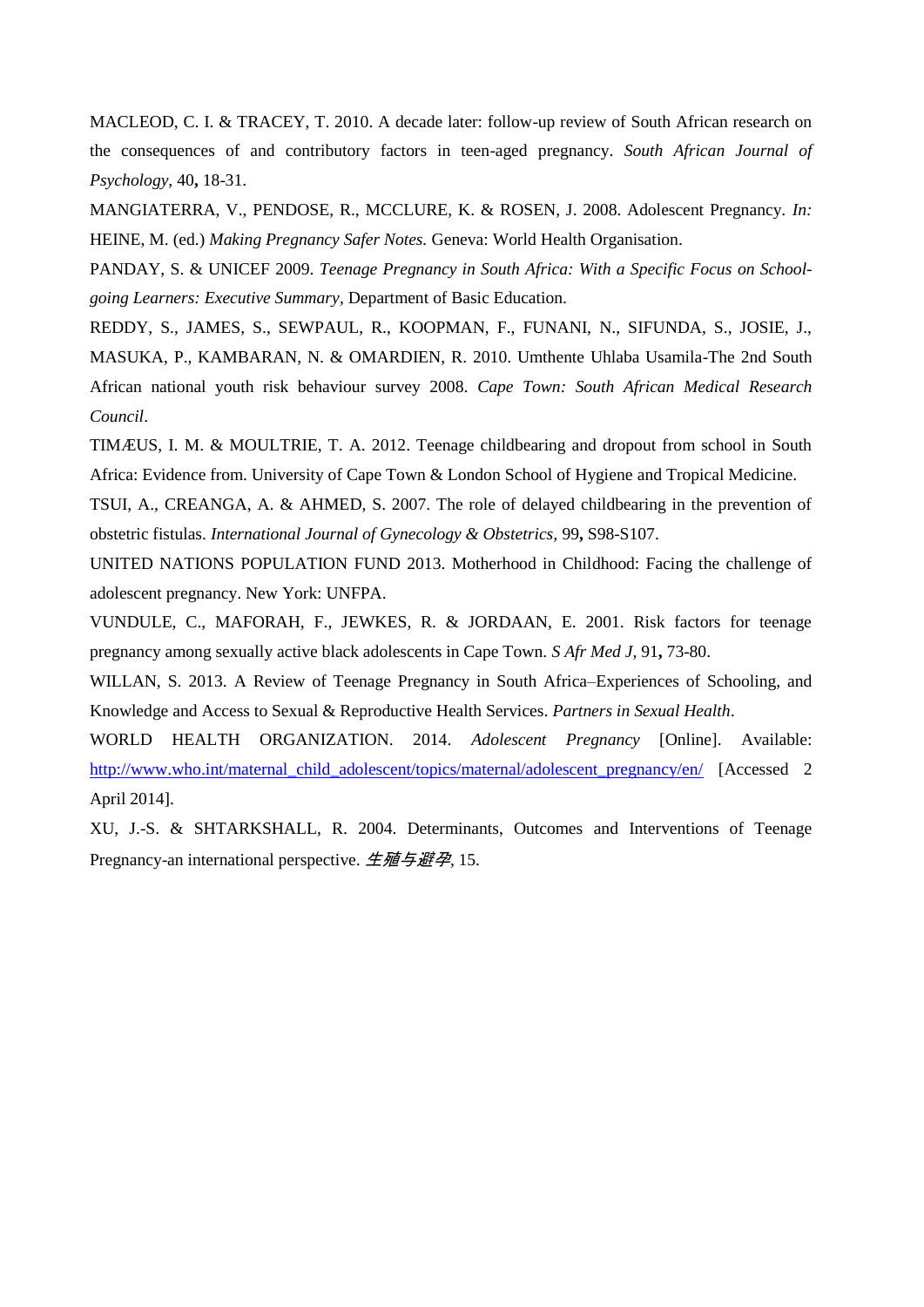MACLEOD, C. I. & TRACEY, T. 2010. A decade later: follow-up review of South African research on the consequences of and contributory factors in teen-aged pregnancy. *South African Journal of Psychology,* 40**,** 18-31.

MANGIATERRA, V., PENDOSE, R., MCCLURE, K. & ROSEN, J. 2008. Adolescent Pregnancy. *In:* HEINE, M. (ed.) *Making Pregnancy Safer Notes.* Geneva: World Health Organisation.

PANDAY, S. & UNICEF 2009. *Teenage Pregnancy in South Africa: With a Specific Focus on School-going Learners: Executive Summary*, Department of Basic Education.

REDDY, S., JAMES, S., SEWPAUL, R., KOOPMAN, F., FUNANI, N., SIFUNDA, S., JOSIE, J., MASUKA, P., KAMBARAN, N. & OMARDIEN, R. 2010. Umthente Uhlaba Usamila-The 2nd South African national youth risk behaviour survey 2008. *Cape Town: South African Medical Research Council*.

TIMÆUS, I. M. & MOULTRIE, T. A. 2012. Teenage childbearing and dropout from school in South Africa: Evidence from. University of Cape Town & London School of Hygiene and Tropical Medicine.

TSUI, A., CREANGA, A. & AHMED, S. 2007. The role of delayed childbearing in the prevention of obstetric fistulas. *International Journal of Gynecology & Obstetrics,* 99**,** S98-S107.

UNITED NATIONS POPULATION FUND 2013. Motherhood in Childhood: Facing the challenge of adolescent pregnancy. New York: UNFPA.

VUNDULE, C., MAFORAH, F., JEWKES, R. & JORDAAN, E. 2001. Risk factors for teenage pregnancy among sexually active black adolescents in Cape Town. *S Afr Med J,* 91**,** 73-80.

WILLAN, S. 2013. A Review of Teenage Pregnancy in South Africa–Experiences of Schooling, and Knowledge and Access to Sexual & Reproductive Health Services. *Partners in Sexual Health*.

WORLD HEALTH ORGANIZATION. 2014. *Adolescent Pregnancy* [Online]. Available: [http://www.who.int/maternal_child_adolescent/topics/maternal/adolescent_pregnancy/en/](http://www.who.int/maternal_child_adolescent/topics/maternal/adolescent_pregnancy/en/) [Accessed 2 April 2014].

XU, J.-S. & SHTARKSHALL, R. 2004. Determinants, Outcomes and Interventions of Teenage Pregnancy-an international perspective. *生殖与避孕,* 15.